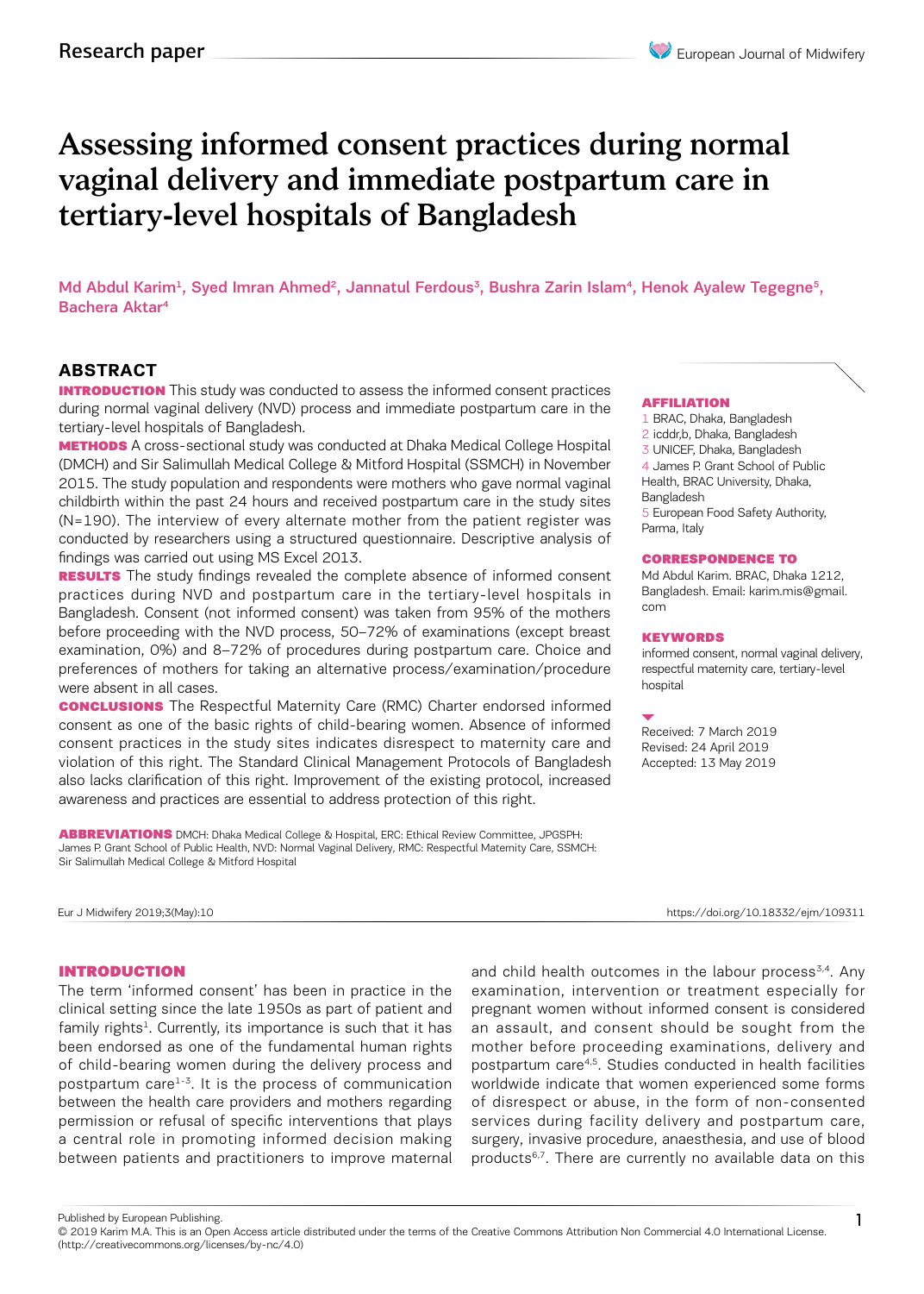Research paper

# Assessing informed consent practices during normal vaginal delivery and immediate postpartum care in tertiary-level hospitals of Bangladesh

Md Abdul Karim[1], Syed Imran Ahmed[2], Jannatul Ferdous[3], Bushra Zarin Islam[4], Henok Ayalew Tegegne[5], Bachera Aktar[4]

## ABSTRACT

**INTRODUCTION** This study was conducted to assess the informed consent practices during normal vaginal delivery (NVD) process and immediate postpartum care in the tertiary-level hospitals of Bangladesh.

**METHODS** A cross-sectional study was conducted at Dhaka Medical College Hospital (DMCH) and Sir Salimullah Medical College & Mitford Hospital (SSMCH) in November 2015. The study population and respondents were mothers who gave normal vaginal childbirth within the past 24 hours and received postpartum care in the study sites (N=190). The interview of every alternate mother from the patient register was conducted by researchers using a structured questionnaire. Descriptive analysis of findings was carried out using MS Excel 2013.

**RESULTS** The study findings revealed the complete absence of informed consent practices during NVD and postpartum care in the tertiary-level hospitals in Bangladesh. Consent (not informed consent) was taken from 95% of the mothers before proceeding with the NVD process, 50–72% of examinations (except breast examination, 0%) and 8–72% of procedures during postpartum care. Choice and preferences of mothers for taking an alternative process/examination/procedure were absent in all cases.

**CONCLUSIONS** The Respectful Maternity Care (RMC) Charter endorsed informed consent as one of the basic rights of child-bearing women. Absence of informed consent practices in the study sites indicates disrespect to maternity care and violation of this right. The Standard Clinical Management Protocols of Bangladesh also lacks clarification of this right. Improvement of the existing protocol, increased awareness and practices are essential to address protection of this right.

**ABBREVIATIONS** DMCH: Dhaka Medical College & Hospital, ERC: Ethical Review Committee, JPGSPH: James P. Grant School of Public Health, NVD: Normal Vaginal Delivery, RMC: Respectful Maternity Care, SSMCH: Sir Salimullah Medical College & Mitford Hospital

**AFFILIATION**

1 BRAC, Dhaka, Bangladesh
2 icddr,b, Dhaka, Bangladesh
3 UNICEF, Dhaka, Bangladesh
4 James P. Grant School of Public Health, BRAC University, Dhaka, Bangladesh
5 European Food Safety Authority, Parma, Italy

**CORRESPONDENCE TO**

Md Abdul Karim. BRAC, Dhaka 1212, Bangladesh. Email: karim.mis@gmail.com

**KEYWORDS**

informed consent, normal vaginal delivery, respectful maternity care, tertiary-level hospital

Received: 7 March 2019
Revised: 24 April 2019
Accepted: 13 May 2019

Eur J Midwifery 2019;3(May):10 https://doi.org/10.18332/ejm/109311

## INTRODUCTION

The term 'informed consent' has been in practice in the clinical setting since the late 1950s as part of patient and family rights[1]. Currently, its importance is such that it has been endorsed as one of the fundamental human rights of child-bearing women during the delivery process and postpartum care[1-3]. It is the process of communication between the health care providers and mothers regarding permission or refusal of specific interventions that plays a central role in promoting informed decision making between patients and practitioners to improve maternal and child health outcomes in the labour process[3,4]. Any examination, intervention or treatment especially for pregnant women without informed consent is considered an assault, and consent should be sought from the mother before proceeding examinations, delivery and postpartum care[4,5]. Studies conducted in health facilities worldwide indicate that women experienced some forms of disrespect or abuse, in the form of non-consented services during facility delivery and postpartum care, surgery, invasive procedure, anaesthesia, and use of blood products[6,7]. There are currently no available data on this

Published by European Publishing.
© 2019 Karim M.A. This is an Open Access article distributed under the terms of the Creative Commons Attribution Non Commercial 4.0 International License. (http://creativecommons.org/licenses/by-nc/4.0)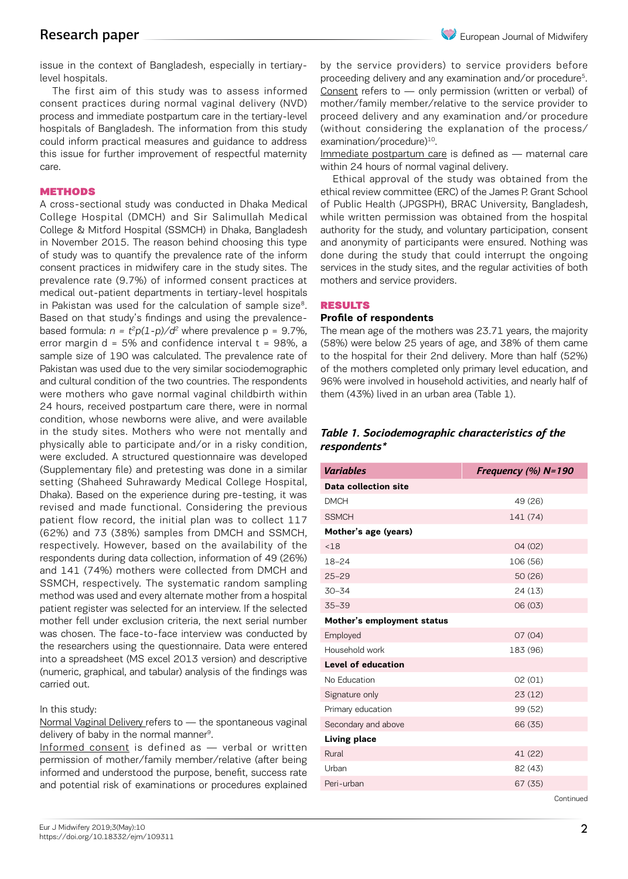issue in the context of Bangladesh, especially in tertiary-level hospitals.

The first aim of this study was to assess informed consent practices during normal vaginal delivery (NVD) process and immediate postpartum care in the tertiary-level hospitals of Bangladesh. The information from this study could inform practical measures and guidance to address this issue for further improvement of respectful maternity care.

## METHODS

A cross-sectional study was conducted in Dhaka Medical College Hospital (DMCH) and Sir Salimullah Medical College & Mitford Hospital (SSMCH) in Dhaka, Bangladesh in November 2015. The reason behind choosing this type of study was to quantify the prevalence rate of the inform consent practices in midwifery care in the study sites. The prevalence rate (9.7%) of informed consent practices at medical out-patient departments in tertiary-level hospitals in Pakistan was used for the calculation of sample size[8]. Based on that study's findings and using the prevalence-based formula: $n = t^2p(1-p)/d^2$ where prevalence p = 9.7%, error margin d = 5% and confidence interval t = 98%, a sample size of 190 was calculated. The prevalence rate of Pakistan was used due to the very similar sociodemographic and cultural condition of the two countries. The respondents were mothers who gave normal vaginal childbirth within 24 hours, received postpartum care there, were in normal condition, whose newborns were alive, and were available in the study sites. Mothers who were not mentally and physically able to participate and/or in a risky condition, were excluded. A structured questionnaire was developed (Supplementary file) and pretesting was done in a similar setting (Shaheed Suhrawardy Medical College Hospital, Dhaka). Based on the experience during pre-testing, it was revised and made functional. Considering the previous patient flow record, the initial plan was to collect 117 (62%) and 73 (38%) samples from DMCH and SSMCH, respectively. However, based on the availability of the respondents during data collection, information of 49 (26%) and 141 (74%) mothers were collected from DMCH and SSMCH, respectively. The systematic random sampling method was used and every alternate mother from a hospital patient register was selected for an interview. If the selected mother fell under exclusion criteria, the next serial number was chosen. The face-to-face interview was conducted by the researchers using the questionnaire. Data were entered into a spreadsheet (MS excel 2013 version) and descriptive (numeric, graphical, and tabular) analysis of the findings was carried out.

In this study:

Normal Vaginal Delivery refers to — the spontaneous vaginal delivery of baby in the normal manner[9].

Informed consent is defined as — verbal or written permission of mother/family member/relative (after being informed and understood the purpose, benefit, success rate and potential risk of examinations or procedures explained by the service providers) to service providers before proceeding delivery and any examination and/or procedure[5].

Consent refers to — only permission (written or verbal) of mother/family member/relative to the service provider to proceed delivery and any examination and/or procedure (without considering the explanation of the process/examination/procedure)[10].

Immediate postpartum care is defined as — maternal care within 24 hours of normal vaginal delivery.

Ethical approval of the study was obtained from the ethical review committee (ERC) of the James P. Grant School of Public Health (JPGSPH), BRAC University, Bangladesh, while written permission was obtained from the hospital authority for the study, and voluntary participation, consent and anonymity of participants were ensured. Nothing was done during the study that could interrupt the ongoing services in the study sites, and the regular activities of both mothers and service providers.

## RESULTS

### Profile of respondents

The mean age of the mothers was 23.71 years, the majority (58%) were below 25 years of age, and 38% of them came to the hospital for their 2nd delivery. More than half (52%) of the mothers completed only primary level education, and 96% were involved in household activities, and nearly half of them (43%) lived in an urban area (Table 1).

***Table 1. Sociodemographic characteristics of the respondents****

| *Variables* | *Frequency (%) N=190* |
|---|---|
| **Data collection site** | |
| DMCH | 49 (26) |
| SSMCH | 141 (74) |
| **Mother's age (years)** | |
| <18 | 04 (02) |
| 18–24 | 106 (56) |
| 25–29 | 50 (26) |
| 30–34 | 24 (13) |
| 35–39 | 06 (03) |
| **Mother's employment status** | |
| Employed | 07 (04) |
| Household work | 183 (96) |
| **Level of education** | |
| No Education | 02 (01) |
| Signature only | 23 (12) |
| Primary education | 99 (52) |
| Secondary and above | 66 (35) |
| **Living place** | |
| Rural | 41 (22) |
| Urban | 82 (43) |
| Peri-urban | 67 (35) |

Continued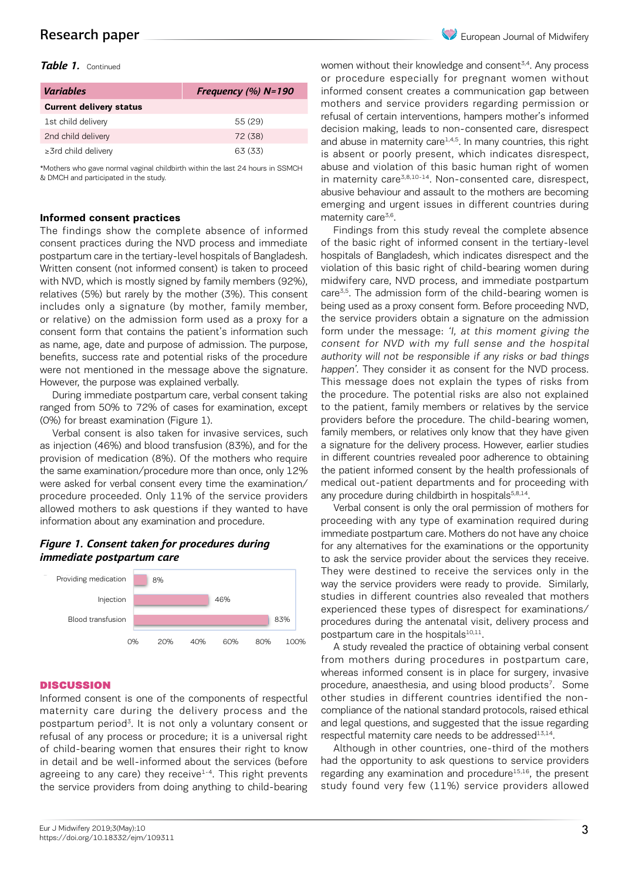*Table 1.* Continued

| Variables | Frequency (%) N=190 |
|---|---|
| **Current delivery status** | |
| 1st child delivery | 55 (29) |
| 2nd child delivery | 72 (38) |
| ≥3rd child delivery | 63 (33) |

*Mothers who gave normal vaginal childbirth within the last 24 hours in SSMCH & DMCH and participated in the study.

### Informed consent practices

The findings show the complete absence of informed consent practices during the NVD process and immediate postpartum care in the tertiary-level hospitals of Bangladesh. Written consent (not informed consent) is taken to proceed with NVD, which is mostly signed by family members (92%), relatives (5%) but rarely by the mother (3%). This consent includes only a signature (by mother, family member, or relative) on the admission form used as a proxy for a consent form that contains the patient's information such as name, age, date and purpose of admission. The purpose, benefits, success rate and potential risks of the procedure were not mentioned in the message above the signature. However, the purpose was explained verbally.

During immediate postpartum care, verbal consent taking ranged from 50% to 72% of cases for examination, except (0%) for breast examination (Figure 1).

Verbal consent is also taken for invasive services, such as injection (46%) and blood transfusion (83%), and for the provision of medication (8%). Of the mothers who require the same examination/procedure more than once, only 12% were asked for verbal consent every time the examination/procedure proceeded. Only 11% of the service providers allowed mothers to ask questions if they wanted to have information about any examination and procedure.

***Figure 1. Consent taken for procedures during immediate postpartum care***

| Procedure | Consent taken (%) |
|---|---|
| Providing medication | 8% |
| Injection | 46% |
| Blood transfusion | 83% |

## DISCUSSION

Informed consent is one of the components of respectful maternity care during the delivery process and the postpartum period[3]. It is not only a voluntary consent or refusal of any process or procedure; it is a universal right of child-bearing women that ensures their right to know in detail and be well-informed about the services (before agreeing to any care) they receive[1-4]. This right prevents the service providers from doing anything to child-bearing women without their knowledge and consent[3,4]. Any process or procedure especially for pregnant women without informed consent creates a communication gap between mothers and service providers regarding permission or refusal of certain interventions, hampers mother's informed decision making, leads to non-consented care, disrespect and abuse in maternity care[1,4,5]. In many countries, this right is absent or poorly present, which indicates disrespect, abuse and violation of this basic human right of women in maternity care[3,8,10-14]. Non-consented care, disrespect, abusive behaviour and assault to the mothers are becoming emerging and urgent issues in different countries during maternity care[3,6].

Findings from this study reveal the complete absence of the basic right of informed consent in the tertiary-level hospitals of Bangladesh, which indicates disrespect and the violation of this basic right of child-bearing women during midwifery care, NVD process, and immediate postpartum care[3,5]. The admission form of the child-bearing women is being used as a proxy consent form. Before proceeding NVD, the service providers obtain a signature on the admission form under the message: *'I, at this moment giving the consent for NVD with my full sense and the hospital authority will not be responsible if any risks or bad things happen'*. They consider it as consent for the NVD process. This message does not explain the types of risks from the procedure. The potential risks are also not explained to the patient, family members or relatives by the service providers before the procedure. The child-bearing women, family members, or relatives only know that they have given a signature for the delivery process. However, earlier studies in different countries revealed poor adherence to obtaining the patient informed consent by the health professionals of medical out-patient departments and for proceeding with any procedure during childbirth in hospitals[5,8,14].

Verbal consent is only the oral permission of mothers for proceeding with any type of examination required during immediate postpartum care. Mothers do not have any choice for any alternatives for the examinations or the opportunity to ask the service provider about the services they receive. They were destined to receive the services only in the way the service providers were ready to provide. Similarly, studies in different countries also revealed that mothers experienced these types of disrespect for examinations/procedures during the antenatal visit, delivery process and postpartum care in the hospitals[10,11].

A study revealed the practice of obtaining verbal consent from mothers during procedures in postpartum care, whereas informed consent is in place for surgery, invasive procedure, anaesthesia, and using blood products[7]. Some other studies in different countries identified the non-compliance of the national standard protocols, raised ethical and legal questions, and suggested that the issue regarding respectful maternity care needs to be addressed[13,14].

Although in other countries, one-third of the mothers had the opportunity to ask questions to service providers regarding any examination and procedure[15,16], the present study found very few (11%) service providers allowed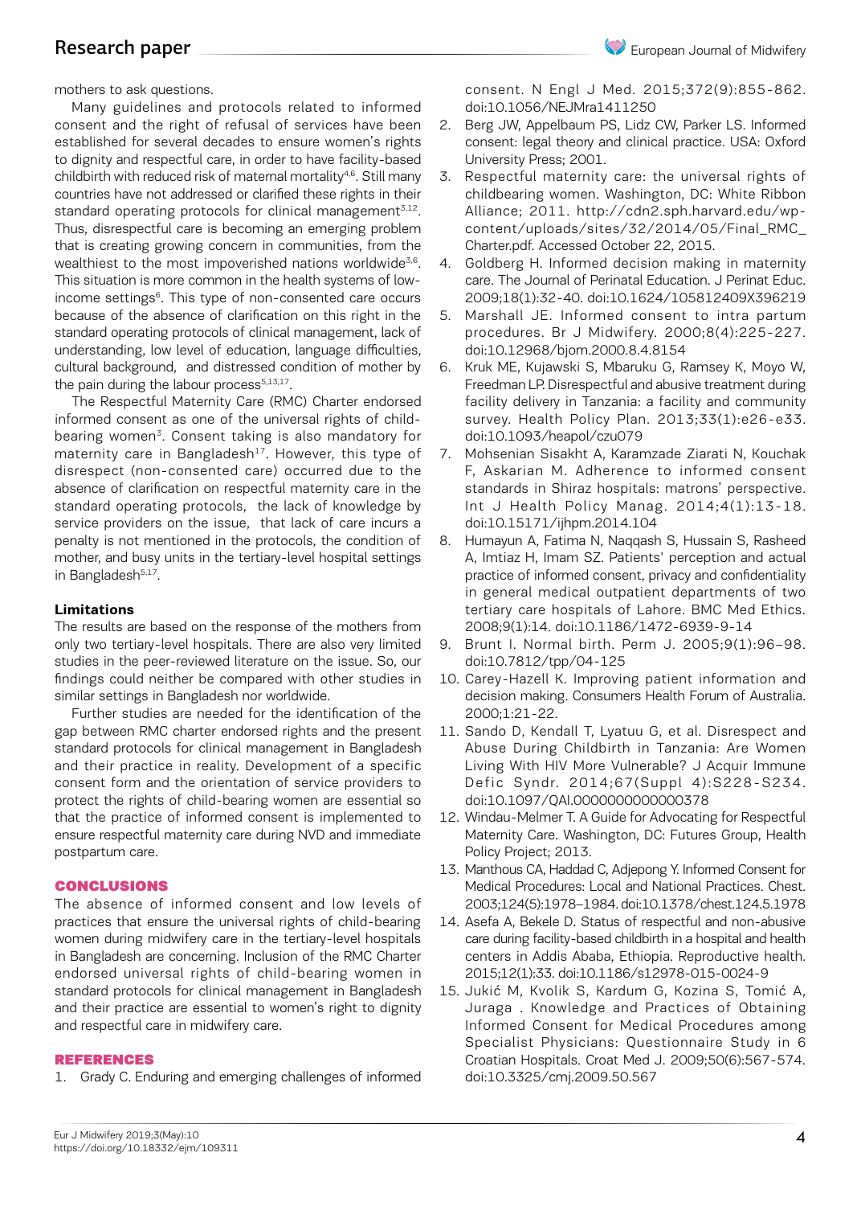mothers to ask questions.

Many guidelines and protocols related to informed consent and the right of refusal of services have been established for several decades to ensure women's rights to dignity and respectful care, in order to have facility-based childbirth with reduced risk of maternal mortality[4,6]. Still many countries have not addressed or clarified these rights in their standard operating protocols for clinical management[3,12]. Thus, disrespectful care is becoming an emerging problem that is creating growing concern in communities, from the wealthiest to the most impoverished nations worldwide[3,6]. This situation is more common in the health systems of low-income settings[6]. This type of non-consented care occurs because of the absence of clarification on this right in the standard operating protocols of clinical management, lack of understanding, low level of education, language difficulties, cultural background, and distressed condition of mother by the pain during the labour process[5,13,17].

The Respectful Maternity Care (RMC) Charter endorsed informed consent as one of the universal rights of child-bearing women[3]. Consent taking is also mandatory for maternity care in Bangladesh[17]. However, this type of disrespect (non-consented care) occurred due to the absence of clarification on respectful maternity care in the standard operating protocols, the lack of knowledge by service providers on the issue, that lack of care incurs a penalty is not mentioned in the protocols, the condition of mother, and busy units in the tertiary-level hospital settings in Bangladesh[5,17].

**Limitations**

The results are based on the response of the mothers from only two tertiary-level hospitals. There are also very limited studies in the peer-reviewed literature on the issue. So, our findings could neither be compared with other studies in similar settings in Bangladesh nor worldwide.

Further studies are needed for the identification of the gap between RMC charter endorsed rights and the present standard protocols for clinical management in Bangladesh and their practice in reality. Development of a specific consent form and the orientation of service providers to protect the rights of child-bearing women are essential so that the practice of informed consent is implemented to ensure respectful maternity care during NVD and immediate postpartum care.

## CONCLUSIONS

The absence of informed consent and low levels of practices that ensure the universal rights of child-bearing women during midwifery care in the tertiary-level hospitals in Bangladesh are concerning. Inclusion of the RMC Charter endorsed universal rights of child-bearing women in standard protocols for clinical management in Bangladesh and their practice are essential to women's right to dignity and respectful care in midwifery care.

## REFERENCES

1. Grady C. Enduring and emerging challenges of informed consent. N Engl J Med. 2015;372(9):855-862. doi:10.1056/NEJMra1411250
2. Berg JW, Appelbaum PS, Lidz CW, Parker LS. Informed consent: legal theory and clinical practice. USA: Oxford University Press; 2001.
3. Respectful maternity care: the universal rights of childbearing women. Washington, DC: White Ribbon Alliance; 2011. http://cdn2.sph.harvard.edu/wp-content/uploads/sites/32/2014/05/Final_RMC_Charter.pdf. Accessed October 22, 2015.
4. Goldberg H. Informed decision making in maternity care. The Journal of Perinatal Education. J Perinat Educ. 2009;18(1):32-40. doi:10.1624/105812409X396219
5. Marshall JE. Informed consent to intra partum procedures. Br J Midwifery. 2000;8(4):225-227. doi:10.12968/bjom.2000.8.4.8154
6. Kruk ME, Kujawski S, Mbaruku G, Ramsey K, Moyo W, Freedman LP. Disrespectful and abusive treatment during facility delivery in Tanzania: a facility and community survey. Health Policy Plan. 2013;33(1):e26-e33. doi:10.1093/heapol/czu079
7. Mohsenian Sisakht A, Karamzade Ziarati N, Kouchak F, Askarian M. Adherence to informed consent standards in Shiraz hospitals: matrons' perspective. Int J Health Policy Manag. 2014;4(1):13-18. doi:10.15171/ijhpm.2014.104
8. Humayun A, Fatima N, Naqqash S, Hussain S, Rasheed A, Imtiaz H, Imam SZ. Patients' perception and actual practice of informed consent, privacy and confidentiality in general medical outpatient departments of two tertiary care hospitals of Lahore. BMC Med Ethics. 2008;9(1):14. doi:10.1186/1472-6939-9-14
9. Brunt I. Normal birth. Perm J. 2005;9(1):96–98. doi:10.7812/tpp/04-125
10. Carey-Hazell K. Improving patient information and decision making. Consumers Health Forum of Australia. 2000;1:21-22.
11. Sando D, Kendall T, Lyatuu G, et al. Disrespect and Abuse During Childbirth in Tanzania: Are Women Living With HIV More Vulnerable? J Acquir Immune Defic Syndr. 2014;67(Suppl 4):S228-S234. doi:10.1097/QAI.0000000000000378
12. Windau-Melmer T. A Guide for Advocating for Respectful Maternity Care. Washington, DC: Futures Group, Health Policy Project; 2013.
13. Manthous CA, Haddad C, Adjepong Y. Informed Consent for Medical Procedures: Local and National Practices. Chest. 2003;124(5):1978–1984. doi:10.1378/chest.124.5.1978
14. Asefa A, Bekele D. Status of respectful and non-abusive care during facility-based childbirth in a hospital and health centers in Addis Ababa, Ethiopia. Reproductive health. 2015;12(1):33. doi:10.1186/s12978-015-0024-9
15. Jukić M, Kvolik S, Kardum G, Kozina S, Tomić A, Juraga . Knowledge and Practices of Obtaining Informed Consent for Medical Procedures among Specialist Physicians: Questionnaire Study in 6 Croatian Hospitals. Croat Med J. 2009;50(6):567-574. doi:10.3325/cmj.2009.50.567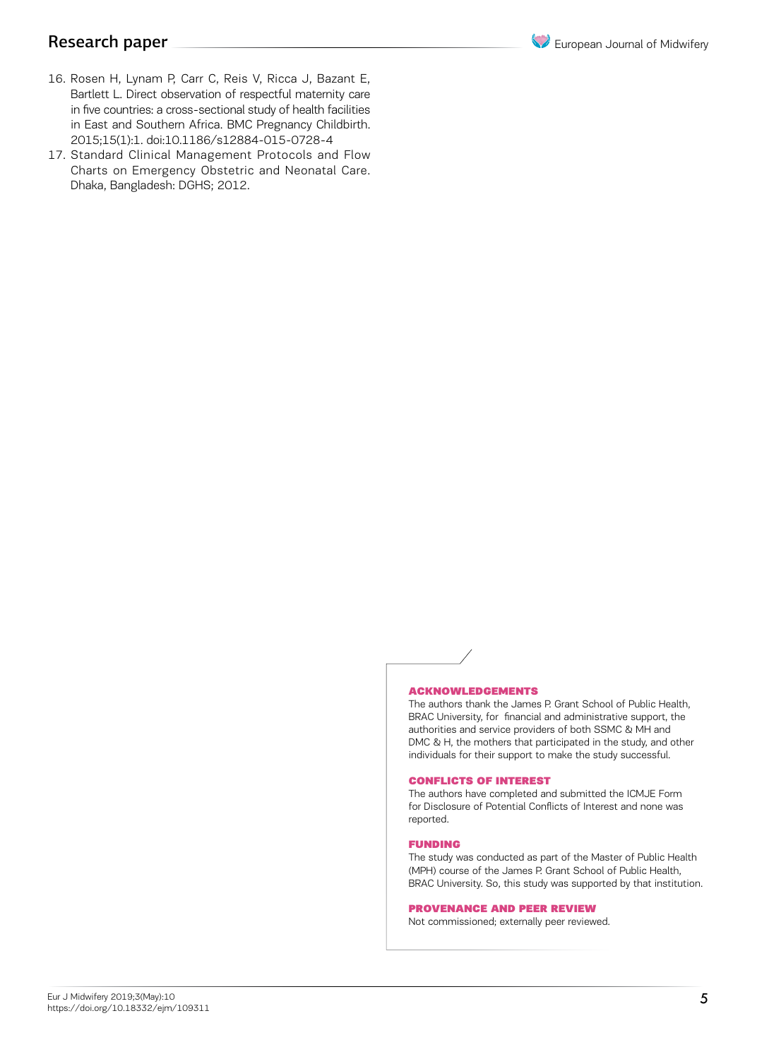16. Rosen H, Lynam P, Carr C, Reis V, Ricca J, Bazant E, Bartlett L. Direct observation of respectful maternity care in five countries: a cross-sectional study of health facilities in East and Southern Africa. BMC Pregnancy Childbirth. 2015;15(1):1. doi:10.1186/s12884-015-0728-4
17. Standard Clinical Management Protocols and Flow Charts on Emergency Obstetric and Neonatal Care. Dhaka, Bangladesh: DGHS; 2012.

## ACKNOWLEDGEMENTS

The authors thank the James P. Grant School of Public Health, BRAC University, for financial and administrative support, the authorities and service providers of both SSMC & MH and DMC & H, the mothers that participated in the study, and other individuals for their support to make the study successful.

## CONFLICTS OF INTEREST

The authors have completed and submitted the ICMJE Form for Disclosure of Potential Conflicts of Interest and none was reported.

## FUNDING

The study was conducted as part of the Master of Public Health (MPH) course of the James P. Grant School of Public Health, BRAC University. So, this study was supported by that institution.

## PROVENANCE AND PEER REVIEW

Not commissioned; externally peer reviewed.